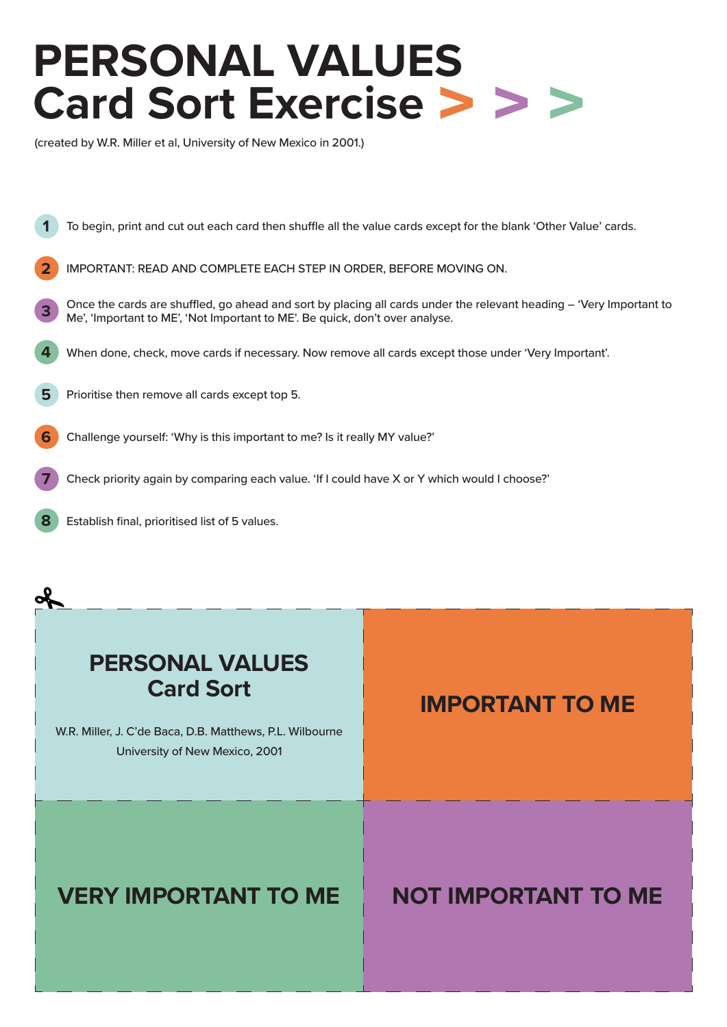# PERSONAL VALUES Card Sort Exercise > > >

(created by W.R. Miller et al, University of New Mexico in 2001.)

1. To begin, print and cut out each card then shuffle all the value cards except for the blank 'Other Value' cards.
2. IMPORTANT: READ AND COMPLETE EACH STEP IN ORDER, BEFORE MOVING ON.
3. Once the cards are shuffled, go ahead and sort by placing all cards under the relevant heading – 'Very Important to Me', 'Important to ME', 'Not Important to ME'. Be quick, don't over analyse.
4. When done, check, move cards if necessary. Now remove all cards except those under 'Very Important'.
5. Prioritise then remove all cards except top 5.
6. Challenge yourself: 'Why is this important to me? Is it really MY value?'
7. Check priority again by comparing each value. 'If I could have X or Y which would I choose?'
8. Establish final, prioritised list of 5 values.

| | |
|---|---|
| **PERSONAL VALUES Card Sort**<br>W.R. Miller, J. C'de Baca, D.B. Matthews, P.L. Wilbourne<br>University of New Mexico, 2001 | **IMPORTANT TO ME** |
| **VERY IMPORTANT TO ME** | **NOT IMPORTANT TO ME** |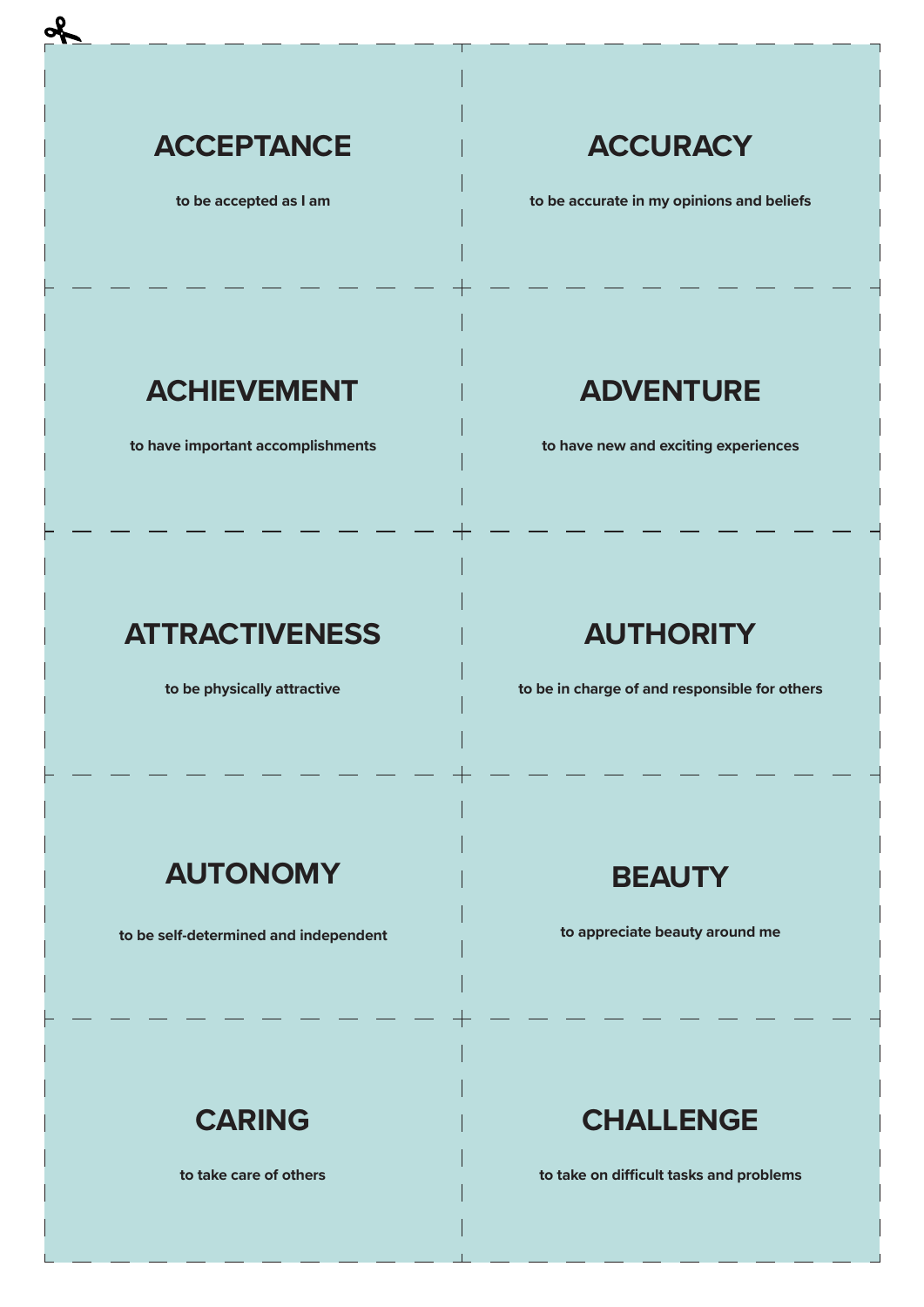## ACCEPTANCE

**to be accepted as I am**

## ACCURACY

**to be accurate in my opinions and beliefs**

## ACHIEVEMENT

**to have important accomplishments**

## ADVENTURE

**to have new and exciting experiences**

## ATTRACTIVENESS

**to be physically attractive**

## AUTHORITY

**to be in charge of and responsible for others**

## AUTONOMY

**to be self-determined and independent**

## BEAUTY

**to appreciate beauty around me**

## CARING

**to take care of others**

## CHALLENGE

**to take on difficult tasks and problems**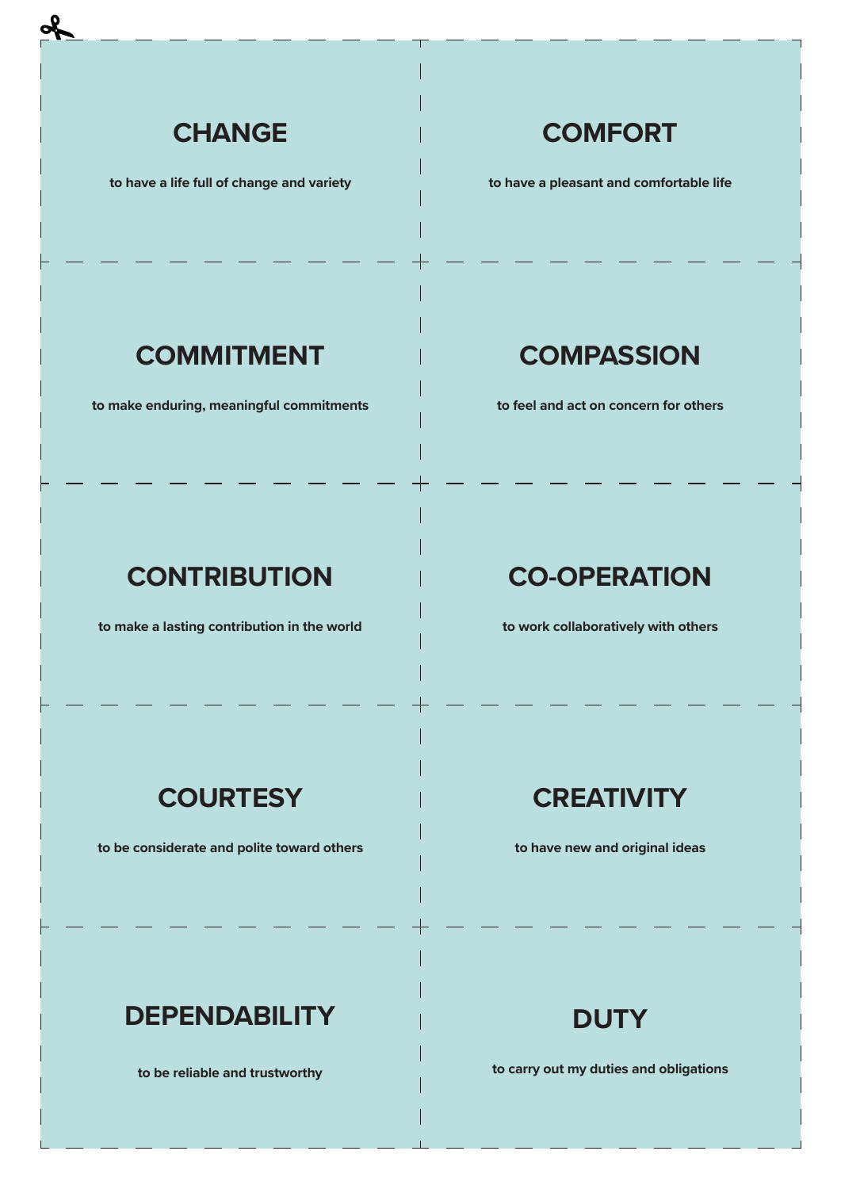## CHANGE

to have a life full of change and variety

## COMFORT

to have a pleasant and comfortable life

## COMMITMENT

to make enduring, meaningful commitments

## COMPASSION

to feel and act on concern for others

## CONTRIBUTION

to make a lasting contribution in the world

## CO-OPERATION

to work collaboratively with others

## COURTESY

to be considerate and polite toward others

## CREATIVITY

to have new and original ideas

## DEPENDABILITY

to be reliable and trustworthy

## DUTY

to carry out my duties and obligations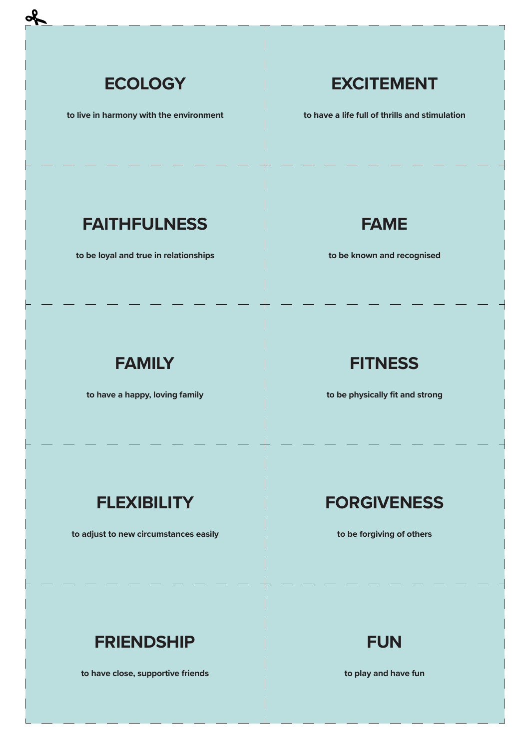## ECOLOGY

**to live in harmony with the environment**

## EXCITEMENT

**to have a life full of thrills and stimulation**

## FAITHFULNESS

**to be loyal and true in relationships**

## FAME

**to be known and recognised**

## FAMILY

**to have a happy, loving family**

## FITNESS

**to be physically fit and strong**

## FLEXIBILITY

**to adjust to new circumstances easily**

## FORGIVENESS

**to be forgiving of others**

## FRIENDSHIP

**to have close, supportive friends**

## FUN

**to play and have fun**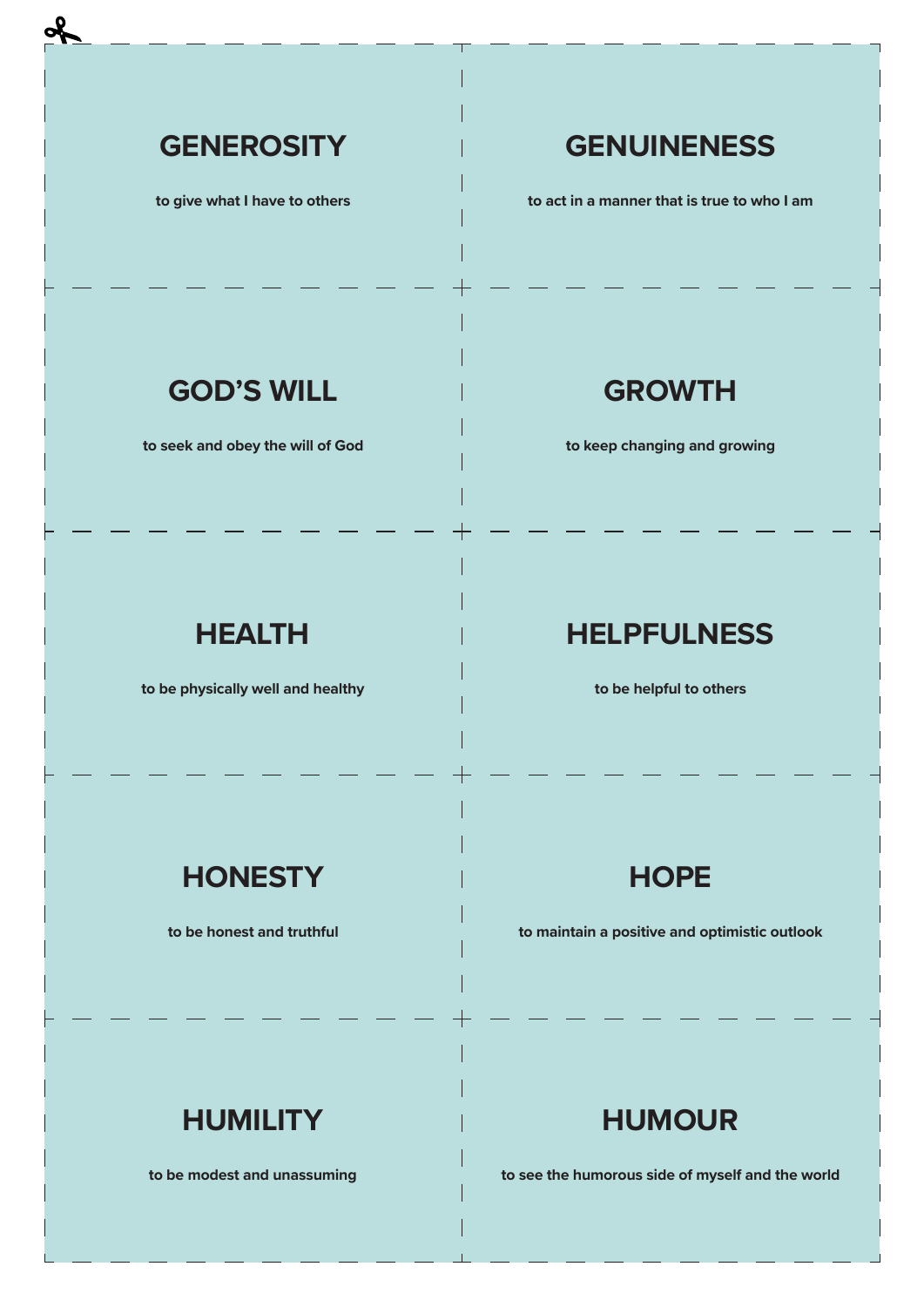## GENEROSITY

**to give what I have to others**

## GENUINENESS

**to act in a manner that is true to who I am**

## GOD'S WILL

**to seek and obey the will of God**

## GROWTH

**to keep changing and growing**

## HEALTH

**to be physically well and healthy**

## HELPFULNESS

**to be helpful to others**

## HONESTY

**to be honest and truthful**

## HOPE

**to maintain a positive and optimistic outlook**

## HUMILITY

**to be modest and unassuming**

## HUMOUR

**to see the humorous side of myself and the world**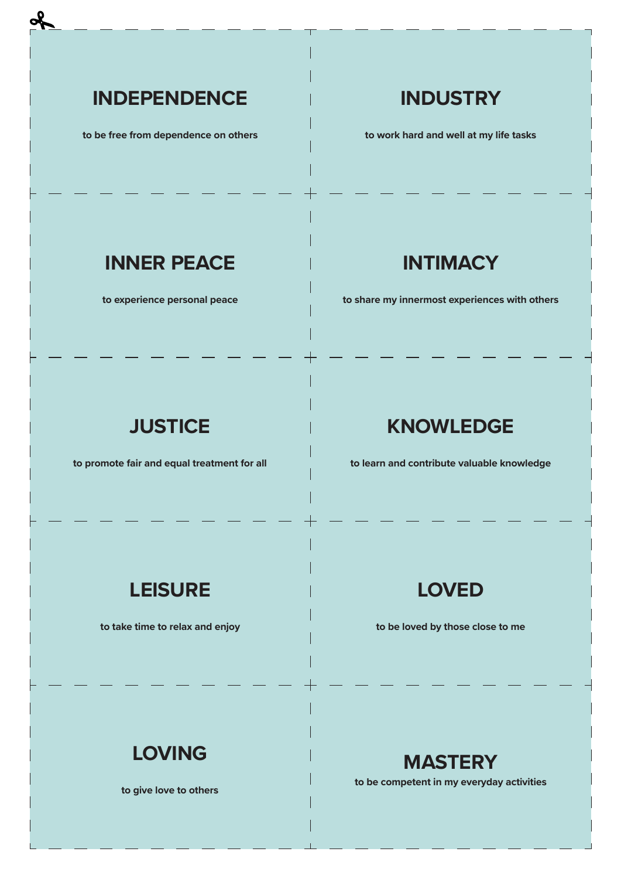## INDEPENDENCE

**to be free from dependence on others**

## INDUSTRY

**to work hard and well at my life tasks**

## INNER PEACE

**to experience personal peace**

## INTIMACY

**to share my innermost experiences with others**

## JUSTICE

**to promote fair and equal treatment for all**

## KNOWLEDGE

**to learn and contribute valuable knowledge**

## LEISURE

**to take time to relax and enjoy**

## LOVED

**to be loved by those close to me**

## LOVING

**to give love to others**

## MASTERY

**to be competent in my everyday activities**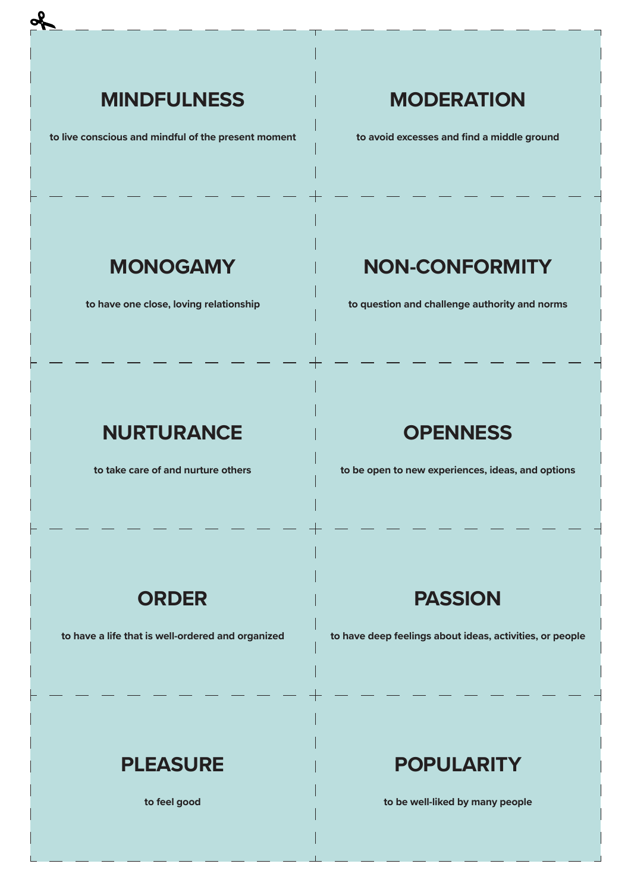## MINDFULNESS

to live conscious and mindful of the present moment

## MODERATION

to avoid excesses and find a middle ground

## MONOGAMY

to have one close, loving relationship

## NON-CONFORMITY

to question and challenge authority and norms

## NURTURANCE

to take care of and nurture others

## OPENNESS

to be open to new experiences, ideas, and options

## ORDER

to have a life that is well-ordered and organized

## PASSION

to have deep feelings about ideas, activities, or people

## PLEASURE

to feel good

## POPULARITY

to be well-liked by many people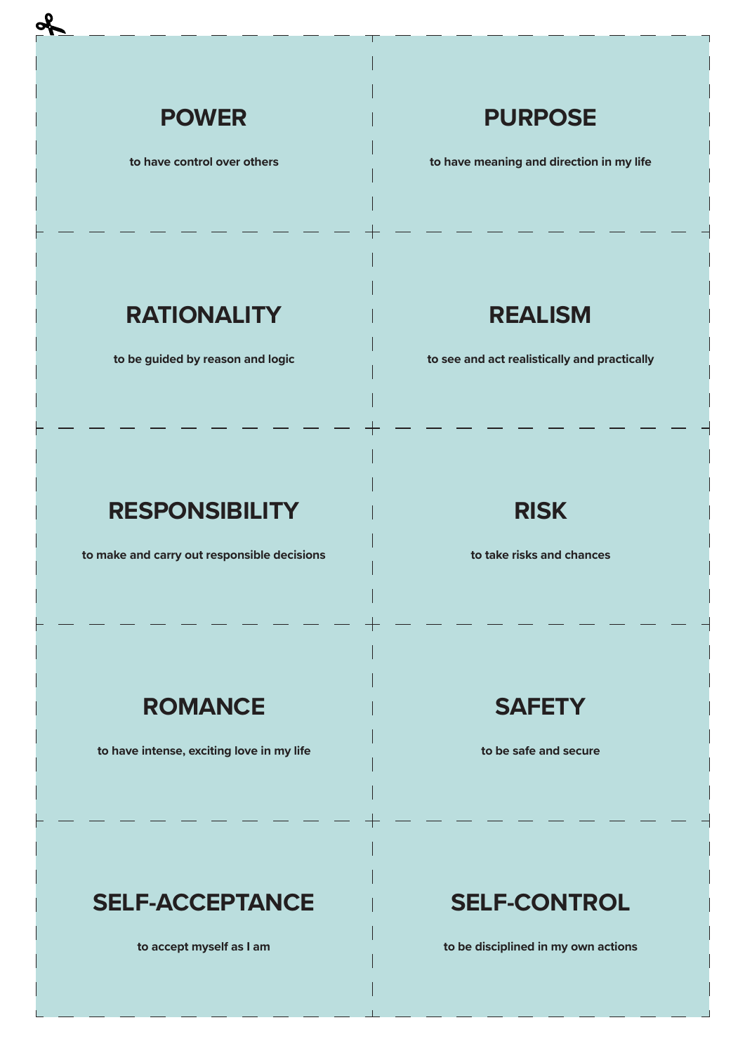## POWER

to have control over others

## PURPOSE

to have meaning and direction in my life

## RATIONALITY

to be guided by reason and logic

## REALISM

to see and act realistically and practically

## RESPONSIBILITY

to make and carry out responsible decisions

## RISK

to take risks and chances

## ROMANCE

to have intense, exciting love in my life

## SAFETY

to be safe and secure

## SELF-ACCEPTANCE

to accept myself as I am

## SELF-CONTROL

to be disciplined in my own actions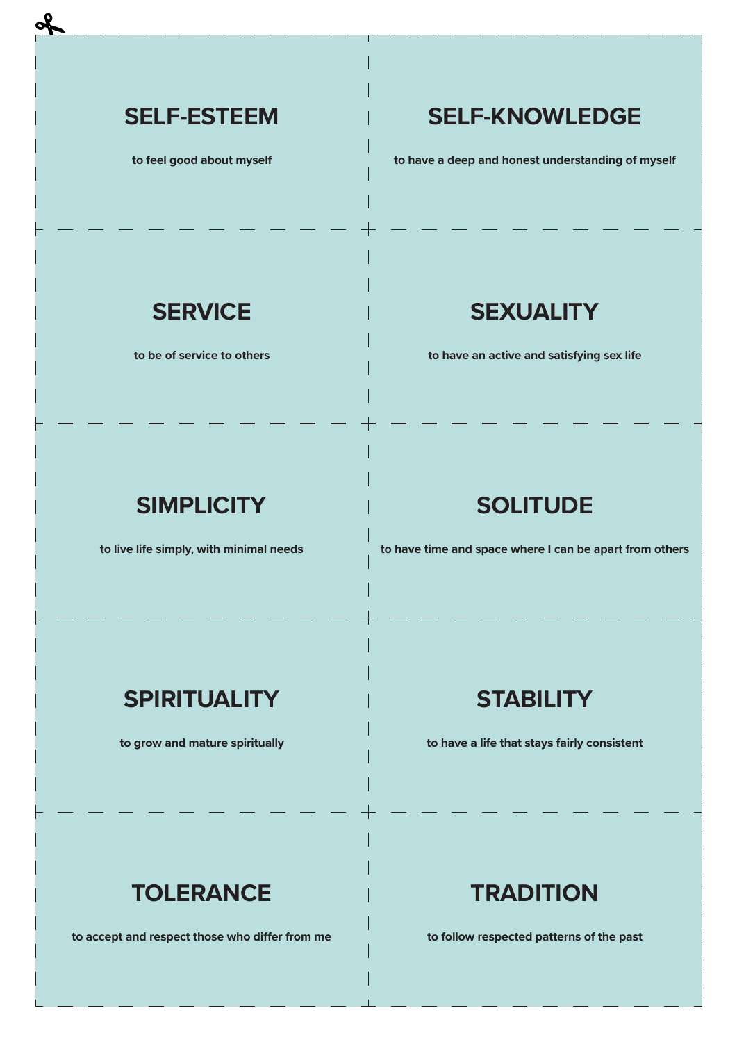## SELF-ESTEEM

to feel good about myself

## SELF-KNOWLEDGE

to have a deep and honest understanding of myself

## SERVICE

to be of service to others

## SEXUALITY

to have an active and satisfying sex life

## SIMPLICITY

to live life simply, with minimal needs

## SOLITUDE

to have time and space where I can be apart from others

## SPIRITUALITY

to grow and mature spiritually

## STABILITY

to have a life that stays fairly consistent

## TOLERANCE

to accept and respect those who differ from me

## TRADITION

to follow respected patterns of the past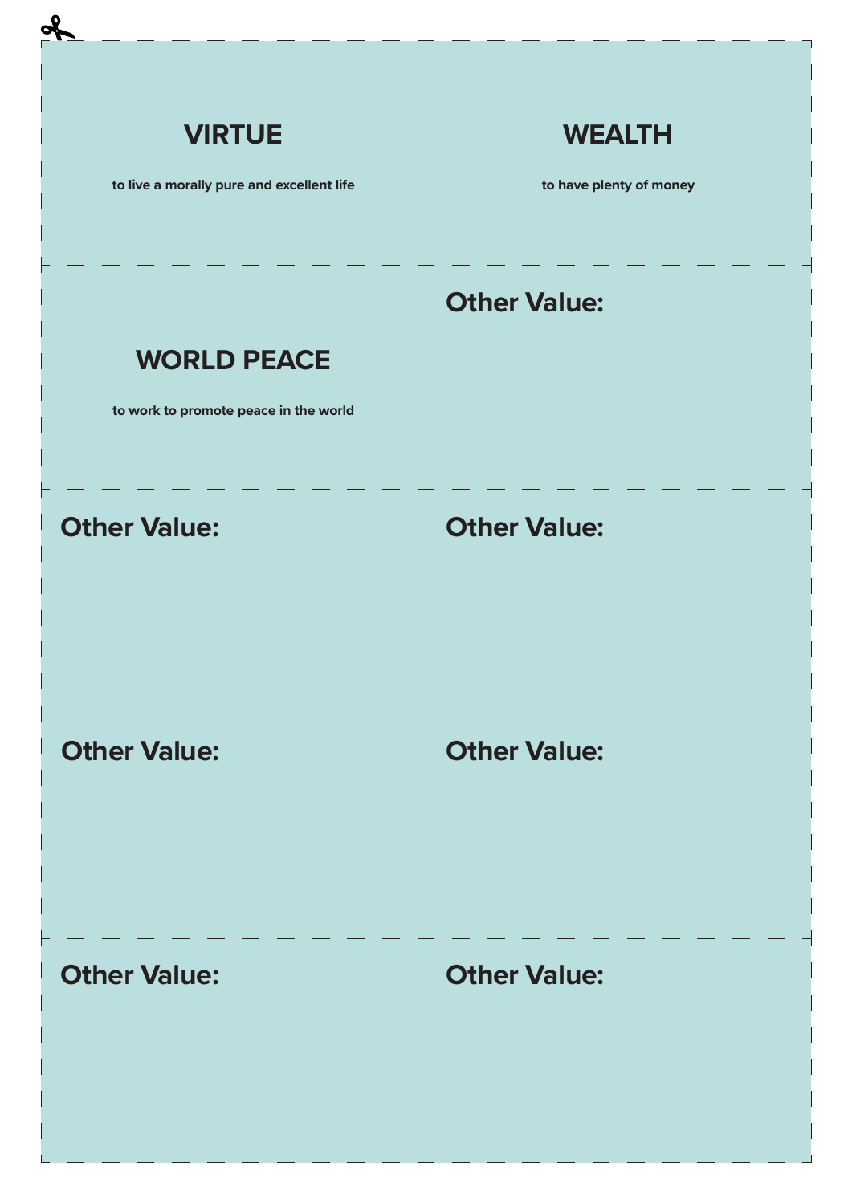**VIRTUE**

to live a morally pure and excellent life

**WEALTH**

to have plenty of money

**WORLD PEACE**

to work to promote peace in the world

**Other Value:**

**Other Value:**

**Other Value:**

**Other Value:**

**Other Value:**

**Other Value:**

**Other Value:**